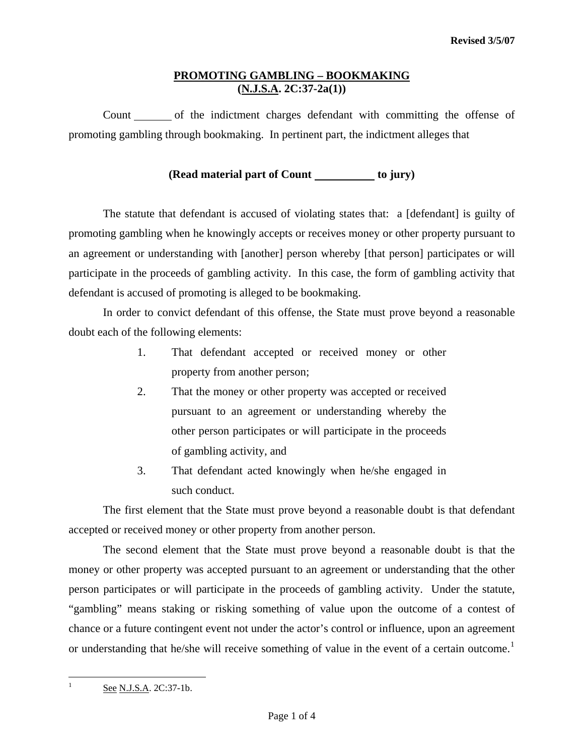Revised 3/5/07

## PROMOTING GAMBLING – BOOKMAKING
## (N.J.S.A. 2C:37-2a(1))

Count _______ of the indictment charges defendant with committing the offense of promoting gambling through bookmaking. In pertinent part, the indictment alleges that

**(Read material part of Count __________ to jury)**

The statute that defendant is accused of violating states that: a [defendant] is guilty of promoting gambling when he knowingly accepts or receives money or other property pursuant to an agreement or understanding with [another] person whereby [that person] participates or will participate in the proceeds of gambling activity. In this case, the form of gambling activity that defendant is accused of promoting is alleged to be bookmaking.

In order to convict defendant of this offense, the State must prove beyond a reasonable doubt each of the following elements:

1. That defendant accepted or received money or other property from another person;
2. That the money or other property was accepted or received pursuant to an agreement or understanding whereby the other person participates or will participate in the proceeds of gambling activity, and
3. That defendant acted knowingly when he/she engaged in such conduct.

The first element that the State must prove beyond a reasonable doubt is that defendant accepted or received money or other property from another person.

The second element that the State must prove beyond a reasonable doubt is that the money or other property was accepted pursuant to an agreement or understanding that the other person participates or will participate in the proceeds of gambling activity. Under the statute, "gambling" means staking or risking something of value upon the outcome of a contest of chance or a future contingent event not under the actor's control or influence, upon an agreement or understanding that he/she will receive something of value in the event of a certain outcome.[1]

---

[1] See N.J.S.A. 2C:37-1b.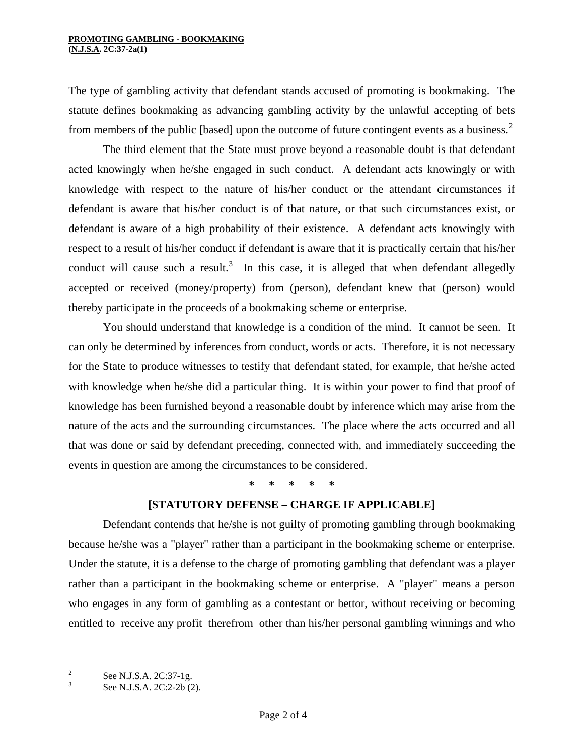The type of gambling activity that defendant stands accused of promoting is bookmaking. The statute defines bookmaking as advancing gambling activity by the unlawful accepting of bets from members of the public [based] upon the outcome of future contingent events as a business.[2]

The third element that the State must prove beyond a reasonable doubt is that defendant acted knowingly when he/she engaged in such conduct. A defendant acts knowingly or with knowledge with respect to the nature of his/her conduct or the attendant circumstances if defendant is aware that his/her conduct is of that nature, or that such circumstances exist, or defendant is aware of a high probability of their existence. A defendant acts knowingly with respect to a result of his/her conduct if defendant is aware that it is practically certain that his/her conduct will cause such a result.[3] In this case, it is alleged that when defendant allegedly accepted or received (<u>money</u>/<u>property</u>) from (<u>person</u>), defendant knew that (<u>person</u>) would thereby participate in the proceeds of a bookmaking scheme or enterprise.

You should understand that knowledge is a condition of the mind. It cannot be seen. It can only be determined by inferences from conduct, words or acts. Therefore, it is not necessary for the State to produce witnesses to testify that defendant stated, for example, that he/she acted with knowledge when he/she did a particular thing. It is within your power to find that proof of knowledge has been furnished beyond a reasonable doubt by inference which may arise from the nature of the acts and the surrounding circumstances. The place where the acts occurred and all that was done or said by defendant preceding, connected with, and immediately succeeding the events in question are among the circumstances to be considered.

\* \* \* \* \*

**[STATUTORY DEFENSE – CHARGE IF APPLICABLE]**

Defendant contends that he/she is not guilty of promoting gambling through bookmaking because he/she was a "player" rather than a participant in the bookmaking scheme or enterprise. Under the statute, it is a defense to the charge of promoting gambling that defendant was a player rather than a participant in the bookmaking scheme or enterprise. A "player" means a person who engages in any form of gambling as a contestant or bettor, without receiving or becoming entitled to receive any profit therefrom other than his/her personal gambling winnings and who

---

[2] <u>See</u> <u>N.J.S.A</u>. 2C:37-1g.

[3] <u>See</u> <u>N.J.S.A</u>. 2C:2-2b (2).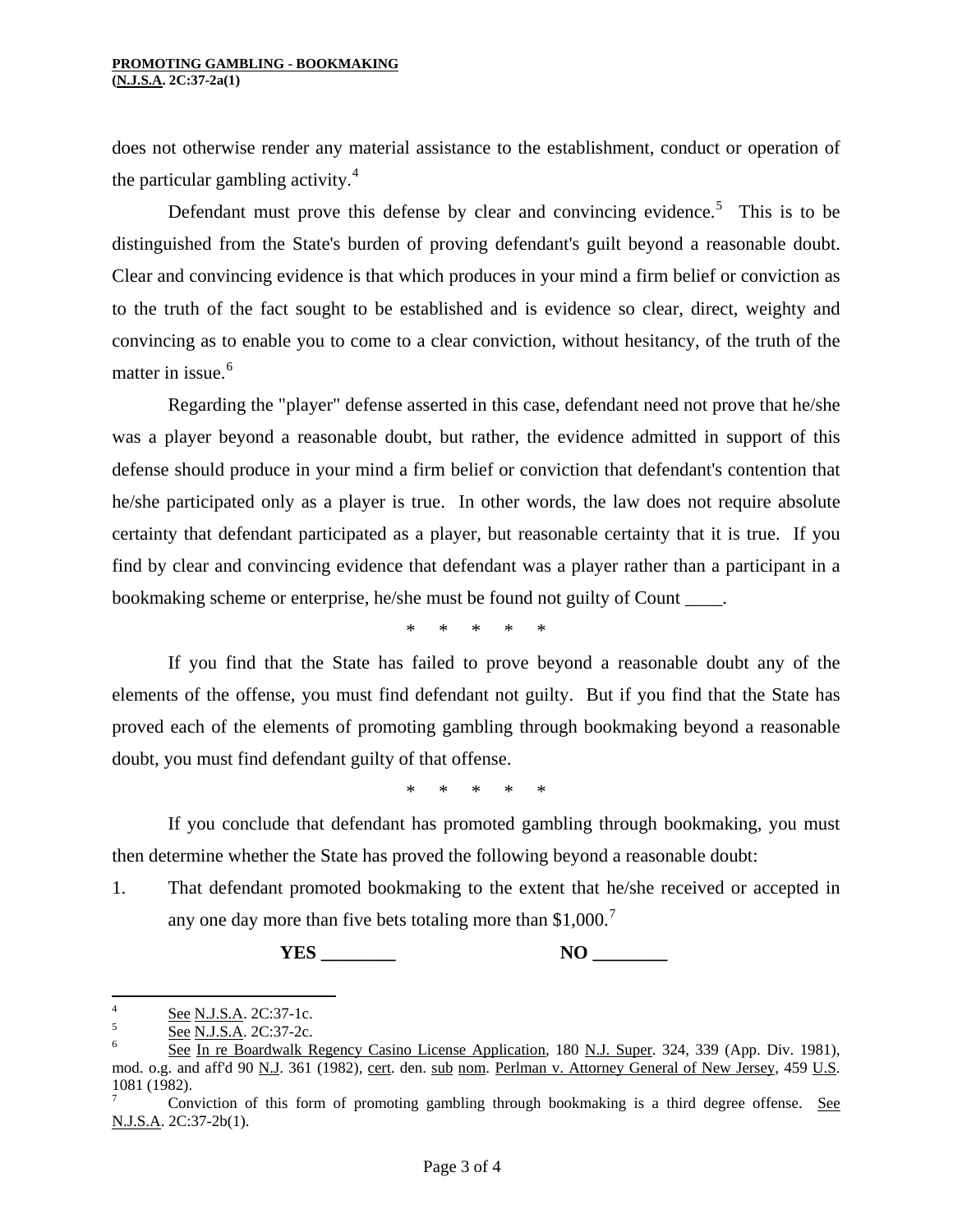does not otherwise render any material assistance to the establishment, conduct or operation of the particular gambling activity.[4]

Defendant must prove this defense by clear and convincing evidence.[5] This is to be distinguished from the State's burden of proving defendant's guilt beyond a reasonable doubt. Clear and convincing evidence is that which produces in your mind a firm belief or conviction as to the truth of the fact sought to be established and is evidence so clear, direct, weighty and convincing as to enable you to come to a clear conviction, without hesitancy, of the truth of the matter in issue.[6]

Regarding the "player" defense asserted in this case, defendant need not prove that he/she was a player beyond a reasonable doubt, but rather, the evidence admitted in support of this defense should produce in your mind a firm belief or conviction that defendant's contention that he/she participated only as a player is true. In other words, the law does not require absolute certainty that defendant participated as a player, but reasonable certainty that it is true. If you find by clear and convincing evidence that defendant was a player rather than a participant in a bookmaking scheme or enterprise, he/she must be found not guilty of Count ____.

\* \* \* \* \*

If you find that the State has failed to prove beyond a reasonable doubt any of the elements of the offense, you must find defendant not guilty. But if you find that the State has proved each of the elements of promoting gambling through bookmaking beyond a reasonable doubt, you must find defendant guilty of that offense.

\* \* \* \* \*

If you conclude that defendant has promoted gambling through bookmaking, you must then determine whether the State has proved the following beyond a reasonable doubt:

1. That defendant promoted bookmaking to the extent that he/she received or accepted in any one day more than five bets totaling more than $1,000.[7]

**YES ________** **NO ________**

---

[4] See N.J.S.A. 2C:37-1c.

[5] See N.J.S.A. 2C:37-2c.

[6] See In re Boardwalk Regency Casino License Application, 180 N.J. Super. 324, 339 (App. Div. 1981), mod. o.g. and aff'd 90 N.J. 361 (1982), cert. den. sub nom. Perlman v. Attorney General of New Jersey, 459 U.S. 1081 (1982).

[7] Conviction of this form of promoting gambling through bookmaking is a third degree offense. See N.J.S.A. 2C:37-2b(1).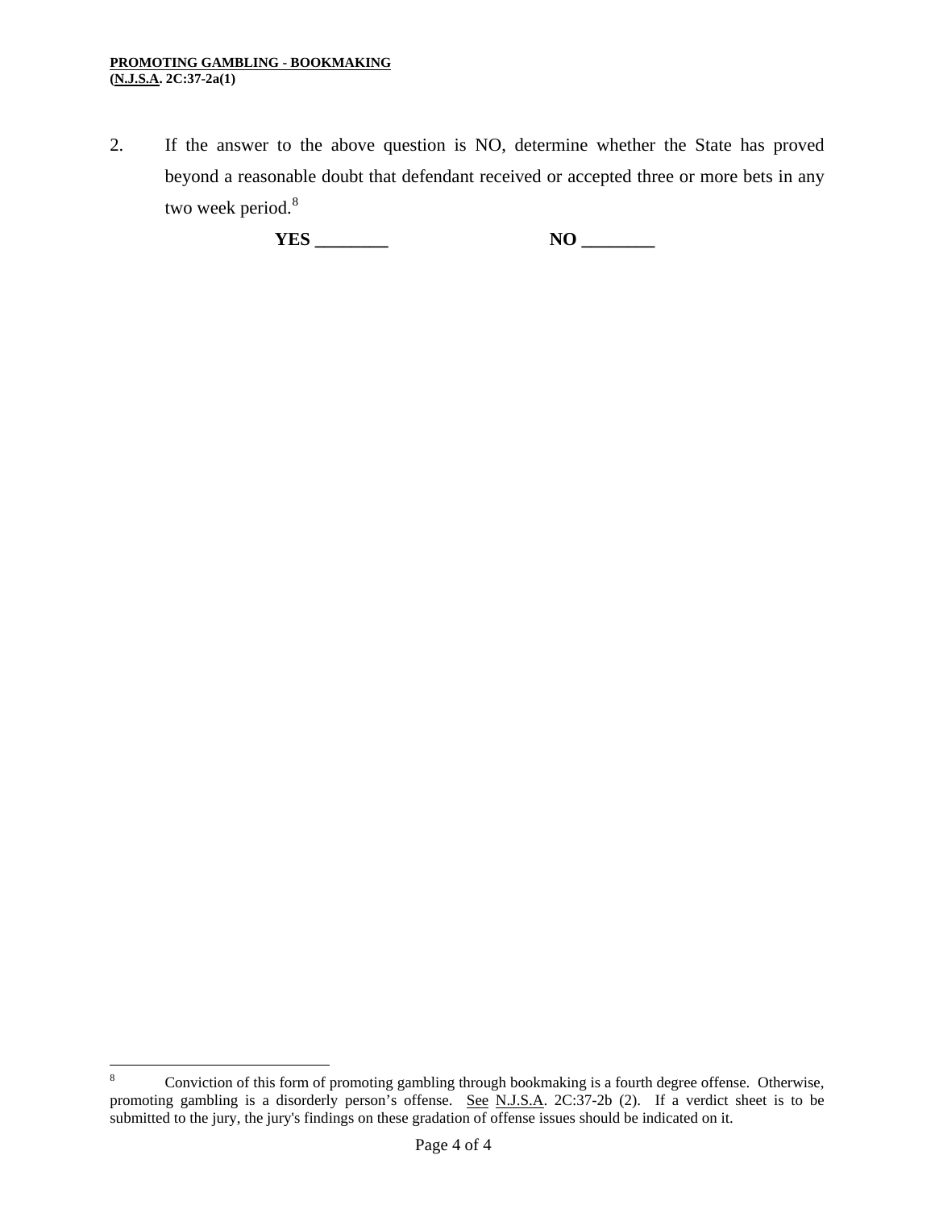2. If the answer to the above question is NO, determine whether the State has proved beyond a reasonable doubt that defendant received or accepted three or more bets in any two week period.[8]

**YES ________** **NO ________**

---

[8] Conviction of this form of promoting gambling through bookmaking is a fourth degree offense. Otherwise, promoting gambling is a disorderly person's offense. See N.J.S.A. 2C:37-2b (2). If a verdict sheet is to be submitted to the jury, the jury's findings on these gradation of offense issues should be indicated on it.